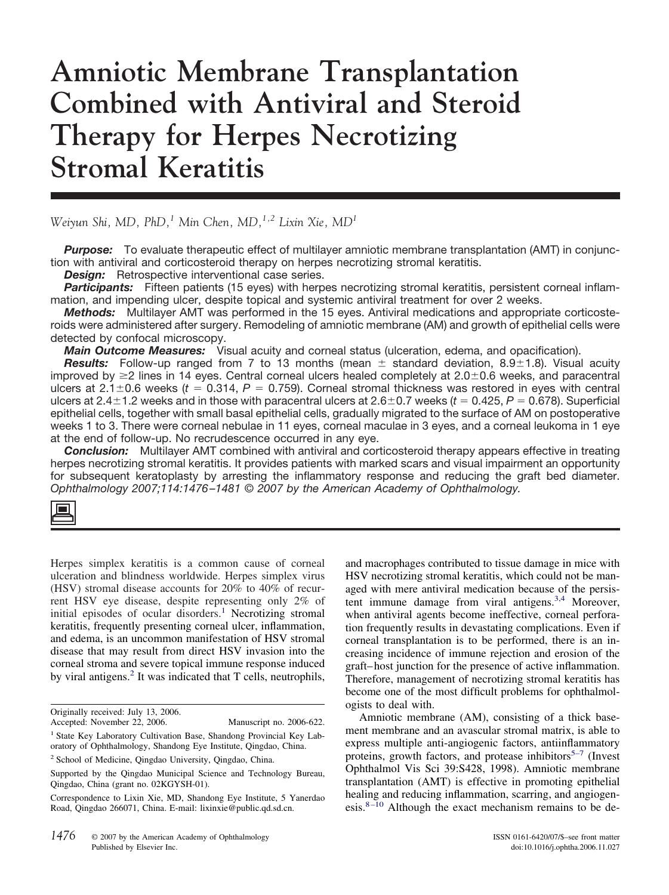# Amniotic Membrane Transplantation Combined with Antiviral and Steroid Therapy for Herpes Necrotizing Stromal Keratitis

*Weiyun Shi, MD, PhD,[1] Min Chen, MD,[1,2] Lixin Xie, MD[1]*

***Purpose:*** To evaluate therapeutic effect of multilayer amniotic membrane transplantation (AMT) in conjunction with antiviral and corticosteroid therapy on herpes necrotizing stromal keratitis.

***Design:*** Retrospective interventional case series.

***Participants:*** Fifteen patients (15 eyes) with herpes necrotizing stromal keratitis, persistent corneal inflammation, and impending ulcer, despite topical and systemic antiviral treatment for over 2 weeks.

***Methods:*** Multilayer AMT was performed in the 15 eyes. Antiviral medications and appropriate corticosteroids were administered after surgery. Remodeling of amniotic membrane (AM) and growth of epithelial cells were detected by confocal microscopy.

***Main Outcome Measures:*** Visual acuity and corneal status (ulceration, edema, and opacification).

***Results:*** Follow-up ranged from 7 to 13 months (mean $\pm$ standard deviation, $8.9 \pm 1.8$). Visual acuity improved by $\geq$2 lines in 14 eyes. Central corneal ulcers healed completely at $2.0 \pm 0.6$ weeks, and paracentral ulcers at $2.1 \pm 0.6$ weeks ($t = 0.314$, $P = 0.759$). Corneal stromal thickness was restored in eyes with central ulcers at $2.4 \pm 1.2$ weeks and in those with paracentral ulcers at $2.6 \pm 0.7$ weeks ($t = 0.425$, $P = 0.678$). Superficial epithelial cells, together with small basal epithelial cells, gradually migrated to the surface of AM on postoperative weeks 1 to 3. There were corneal nebulae in 11 eyes, corneal maculae in 3 eyes, and a corneal leukoma in 1 eye at the end of follow-up. No recrudescence occurred in any eye.

***Conclusion:*** Multilayer AMT combined with antiviral and corticosteroid therapy appears effective in treating herpes necrotizing stromal keratitis. It provides patients with marked scars and visual impairment an opportunity for subsequent keratoplasty by arresting the inflammatory response and reducing the graft bed diameter. *Ophthalmology 2007;114:1476–1481 © 2007 by the American Academy of Ophthalmology.*

Herpes simplex keratitis is a common cause of corneal ulceration and blindness worldwide. Herpes simplex virus (HSV) stromal disease accounts for 20% to 40% of recurrent HSV eye disease, despite representing only 2% of initial episodes of ocular disorders.[1] Necrotizing stromal keratitis, frequently presenting corneal ulcer, inflammation, and edema, is an uncommon manifestation of HSV stromal disease that may result from direct HSV invasion into the corneal stroma and severe topical immune response induced by viral antigens.[2] It was indicated that T cells, neutrophils, and macrophages contributed to tissue damage in mice with HSV necrotizing stromal keratitis, which could not be managed with mere antiviral medication because of the persistent immune damage from viral antigens.[3,4] Moreover, when antiviral agents become ineffective, corneal perforation frequently results in devastating complications. Even if corneal transplantation is to be performed, there is an increasing incidence of immune rejection and erosion of the graft–host junction for the presence of active inflammation. Therefore, management of necrotizing stromal keratitis has become one of the most difficult problems for ophthalmologists to deal with.

Amniotic membrane (AM), consisting of a thick basement membrane and an avascular stromal matrix, is able to express multiple anti-angiogenic factors, antiinflammatory proteins, growth factors, and protease inhibitors[5–7] (Invest Ophthalmol Vis Sci 39:S428, 1998). Amniotic membrane transplantation (AMT) is effective in promoting epithelial healing and reducing inflammation, scarring, and angiogenesis.[8–10] Although the exact mechanism remains to be de-

Originally received: July 13, 2006.
Accepted: November 22, 2006. Manuscript no. 2006-622.

[1] State Key Laboratory Cultivation Base, Shandong Provincial Key Laboratory of Ophthalmology, Shandong Eye Institute, Qingdao, China.

[2] School of Medicine, Qingdao University, Qingdao, China.

Supported by the Qingdao Municipal Science and Technology Bureau, Qingdao, China (grant no. 02KGYSH-01).

Correspondence to Lixin Xie, MD, Shandong Eye Institute, 5 Yanerdao Road, Qingdao 266071, China. E-mail: lixinxie@public.qd.sd.cn.

© 2007 by the American Academy of Ophthalmology
Published by Elsevier Inc.

ISSN 0161-6420/07/$–see front matter
doi:10.1016/j.ophtha.2006.11.027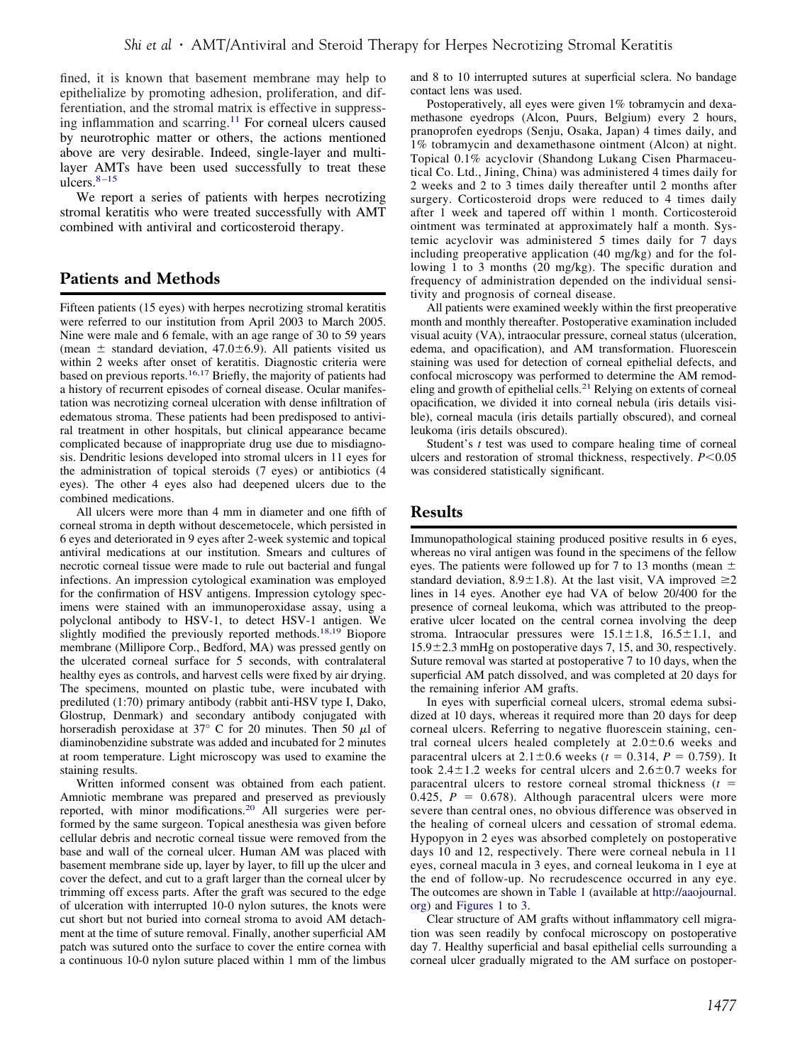fined, it is known that basement membrane may help to epithelialize by promoting adhesion, proliferation, and differentiation, and the stromal matrix is effective in suppressing inflammation and scarring.[11] For corneal ulcers caused by neurotrophic matter or others, the actions mentioned above are very desirable. Indeed, single-layer and multilayer AMTs have been used successfully to treat these ulcers.[8–15]

We report a series of patients with herpes necrotizing stromal keratitis who were treated successfully with AMT combined with antiviral and corticosteroid therapy.

## Patients and Methods

Fifteen patients (15 eyes) with herpes necrotizing stromal keratitis were referred to our institution from April 2003 to March 2005. Nine were male and 6 female, with an age range of 30 to 59 years (mean ± standard deviation, 47.0±6.9). All patients visited us within 2 weeks after onset of keratitis. Diagnostic criteria were based on previous reports.[16,17] Briefly, the majority of patients had a history of recurrent episodes of corneal disease. Ocular manifestation was necrotizing corneal ulceration with dense infiltration of edematous stroma. These patients had been predisposed to antiviral treatment in other hospitals, but clinical appearance became complicated because of inappropriate drug use due to misdiagnosis. Dendritic lesions developed into stromal ulcers in 11 eyes for the administration of topical steroids (7 eyes) or antibiotics (4 eyes). The other 4 eyes also had deepened ulcers due to the combined medications.

All ulcers were more than 4 mm in diameter and one fifth of corneal stroma in depth without descemetocele, which persisted in 6 eyes and deteriorated in 9 eyes after 2-week systemic and topical antiviral medications at our institution. Smears and cultures of necrotic corneal tissue were made to rule out bacterial and fungal infections. An impression cytological examination was employed for the confirmation of HSV antigens. Impression cytology specimens were stained with an immunoperoxidase assay, using a polyclonal antibody to HSV-1, to detect HSV-1 antigen. We slightly modified the previously reported methods.[18,19] Biopore membrane (Millipore Corp., Bedford, MA) was pressed gently on the ulcerated corneal surface for 5 seconds, with contralateral healthy eyes as controls, and harvest cells were fixed by air drying. The specimens, mounted on plastic tube, were incubated with prediluted (1:70) primary antibody (rabbit anti-HSV type I, Dako, Glostrup, Denmark) and secondary antibody conjugated with horseradish peroxidase at 37° C for 20 minutes. Then 50 μl of diaminobenzidine substrate was added and incubated for 2 minutes at room temperature. Light microscopy was used to examine the staining results.

Written informed consent was obtained from each patient. Amniotic membrane was prepared and preserved as previously reported, with minor modifications.[20] All surgeries were performed by the same surgeon. Topical anesthesia was given before cellular debris and necrotic corneal tissue were removed from the base and wall of the corneal ulcer. Human AM was placed with basement membrane side up, layer by layer, to fill up the ulcer and cover the defect, and cut to a graft larger than the corneal ulcer by trimming off excess parts. After the graft was secured to the edge of ulceration with interrupted 10-0 nylon sutures, the knots were cut short but not buried into corneal stroma to avoid AM detachment at the time of suture removal. Finally, another superficial AM patch was sutured onto the surface to cover the entire cornea with a continuous 10-0 nylon suture placed within 1 mm of the limbus and 8 to 10 interrupted sutures at superficial sclera. No bandage contact lens was used.

Postoperatively, all eyes were given 1% tobramycin and dexamethasone eyedrops (Alcon, Puurs, Belgium) every 2 hours, pranoprofen eyedrops (Senju, Osaka, Japan) 4 times daily, and 1% tobramycin and dexamethasone ointment (Alcon) at night. Topical 0.1% acyclovir (Shandong Lukang Cisen Pharmaceutical Co. Ltd., Jining, China) was administered 4 times daily for 2 weeks and 2 to 3 times daily thereafter until 2 months after surgery. Corticosteroid drops were reduced to 4 times daily after 1 week and tapered off within 1 month. Corticosteroid ointment was terminated at approximately half a month. Systemic acyclovir was administered 5 times daily for 7 days including preoperative application (40 mg/kg) and for the following 1 to 3 months (20 mg/kg). The specific duration and frequency of administration depended on the individual sensitivity and prognosis of corneal disease.

All patients were examined weekly within the first preoperative month and monthly thereafter. Postoperative examination included visual acuity (VA), intraocular pressure, corneal status (ulceration, edema, and opacification), and AM transformation. Fluorescein staining was used for detection of corneal epithelial defects, and confocal microscopy was performed to determine the AM remodeling and growth of epithelial cells.[21] Relying on extents of corneal opacification, we divided it into corneal nebula (iris details visible), corneal macula (iris details partially obscured), and corneal leukoma (iris details obscured).

Student's *t* test was used to compare healing time of corneal ulcers and restoration of stromal thickness, respectively. $P<0.05$ was considered statistically significant.

## Results

Immunopathological staining produced positive results in 6 eyes, whereas no viral antigen was found in the specimens of the fellow eyes. The patients were followed up for 7 to 13 months (mean ± standard deviation, 8.9±1.8). At the last visit, VA improved ≥2 lines in 14 eyes. Another eye had VA of below 20/400 for the presence of corneal leukoma, which was attributed to the preoperative ulcer located on the central cornea involving the deep stroma. Intraocular pressures were 15.1±1.8, 16.5±1.1, and 15.9±2.3 mmHg on postoperative days 7, 15, and 30, respectively. Suture removal was started at postoperative 7 to 10 days, when the superficial AM patch dissolved, and was completed at 20 days for the remaining inferior AM grafts.

In eyes with superficial corneal ulcers, stromal edema subsidized at 10 days, whereas it required more than 20 days for deep corneal ulcers. Referring to negative fluorescein staining, central corneal ulcers healed completely at 2.0±0.6 weeks and paracentral ulcers at 2.1±0.6 weeks ($t = 0.314$, $P = 0.759$). It took 2.4±1.2 weeks for central ulcers and 2.6±0.7 weeks for paracentral ulcers to restore corneal stromal thickness ($t = 0.425$, $P = 0.678$). Although paracentral ulcers were more severe than central ones, no obvious difference was observed in the healing of corneal ulcers and cessation of stromal edema. Hypopyon in 2 eyes was absorbed completely on postoperative days 10 and 12, respectively. There were corneal nebula in 11 eyes, corneal macula in 3 eyes, and corneal leukoma in 1 eye at the end of follow-up. No recrudescence occurred in any eye. The outcomes are shown in Table 1 (available at http://aaojournal.org) and Figures 1 to 3.

Clear structure of AM grafts without inflammatory cell migration was seen readily by confocal microscopy on postoperative day 7. Healthy superficial and basal epithelial cells surrounding a corneal ulcer gradually migrated to the AM surface on postoper-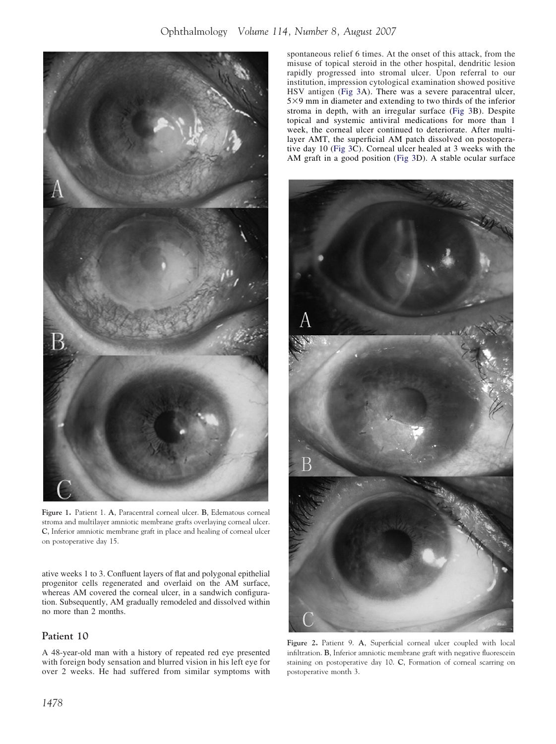Figure 1. Patient 1. A, Paracentral corneal ulcer. B, Edematous corneal stroma and multilayer amniotic membrane grafts overlaying corneal ulcer. C, Inferior amniotic membrane graft in place and healing of corneal ulcer on postoperative day 15.

ative weeks 1 to 3. Confluent layers of flat and polygonal epithelial progenitor cells regenerated and overlaid on the AM surface, whereas AM covered the corneal ulcer, in a sandwich configuration. Subsequently, AM gradually remodeled and dissolved within no more than 2 months.

## Patient 10

A 48-year-old man with a history of repeated red eye presented with foreign body sensation and blurred vision in his left eye for over 2 weeks. He had suffered from similar symptoms with spontaneous relief 6 times. At the onset of this attack, from the misuse of topical steroid in the other hospital, dendritic lesion rapidly progressed into stromal ulcer. Upon referral to our institution, impression cytological examination showed positive HSV antigen (Fig 3A). There was a severe paracentral ulcer, 5×9 mm in diameter and extending to two thirds of the inferior stroma in depth, with an irregular surface (Fig 3B). Despite topical and systemic antiviral medications for more than 1 week, the corneal ulcer continued to deteriorate. After multilayer AMT, the superficial AM patch dissolved on postoperative day 10 (Fig 3C). Corneal ulcer healed at 3 weeks with the AM graft in a good position (Fig 3D). A stable ocular surface

Figure 2. Patient 9. A, Superficial corneal ulcer coupled with local infiltration. B, Inferior amniotic membrane graft with negative fluorescein staining on postoperative day 10. C, Formation of corneal scarring on postoperative month 3.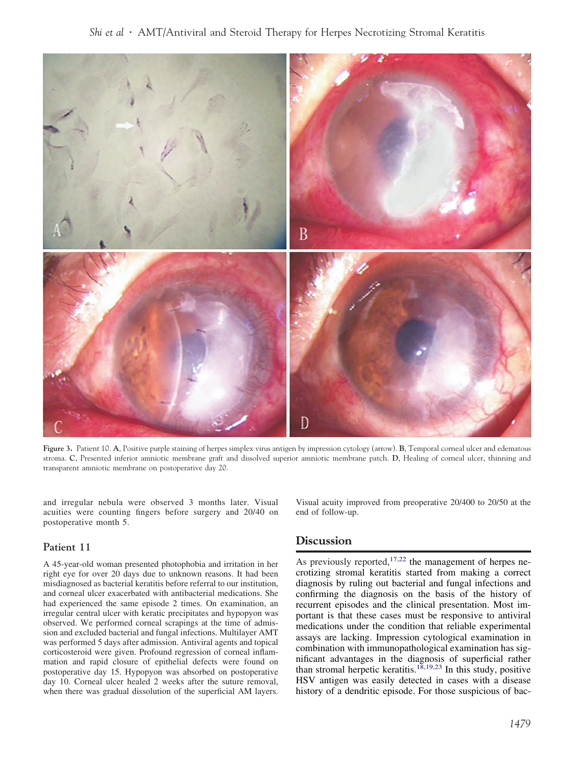Figure 3. Patient 10. A, Positive purple staining of herpes simplex virus antigen by impression cytology (arrow). B, Temporal corneal ulcer and edematous stroma. C, Presented inferior amniotic membrane graft and dissolved superior amniotic membrane patch. D, Healing of corneal ulcer, thinning and transparent amniotic membrane on postoperative day 20.

and irregular nebula were observed 3 months later. Visual acuities were counting fingers before surgery and 20/40 on postoperative month 5.

### Patient 11

A 45-year-old woman presented photophobia and irritation in her right eye for over 20 days due to unknown reasons. It had been misdiagnosed as bacterial keratitis before referral to our institution, and corneal ulcer exacerbated with antibacterial medications. She had experienced the same episode 2 times. On examination, an irregular central ulcer with keratic precipitates and hypopyon was observed. We performed corneal scrapings at the time of admission and excluded bacterial and fungal infections. Multilayer AMT was performed 5 days after admission. Antiviral agents and topical corticosteroid were given. Profound regression of corneal inflammation and rapid closure of epithelial defects were found on postoperative day 15. Hypopyon was absorbed on postoperative day 10. Corneal ulcer healed 2 weeks after the suture removal, when there was gradual dissolution of the superficial AM layers. Visual acuity improved from preoperative 20/400 to 20/50 at the end of follow-up.

## Discussion

As previously reported,[17,22] the management of herpes necrotizing stromal keratitis started from making a correct diagnosis by ruling out bacterial and fungal infections and confirming the diagnosis on the basis of the history of recurrent episodes and the clinical presentation. Most important is that these cases must be responsive to antiviral medications under the condition that reliable experimental assays are lacking. Impression cytological examination in combination with immunopathological examination has significant advantages in the diagnosis of superficial rather than stromal herpetic keratitis.[18,19,23] In this study, positive HSV antigen was easily detected in cases with a disease history of a dendritic episode. For those suspicious of bac-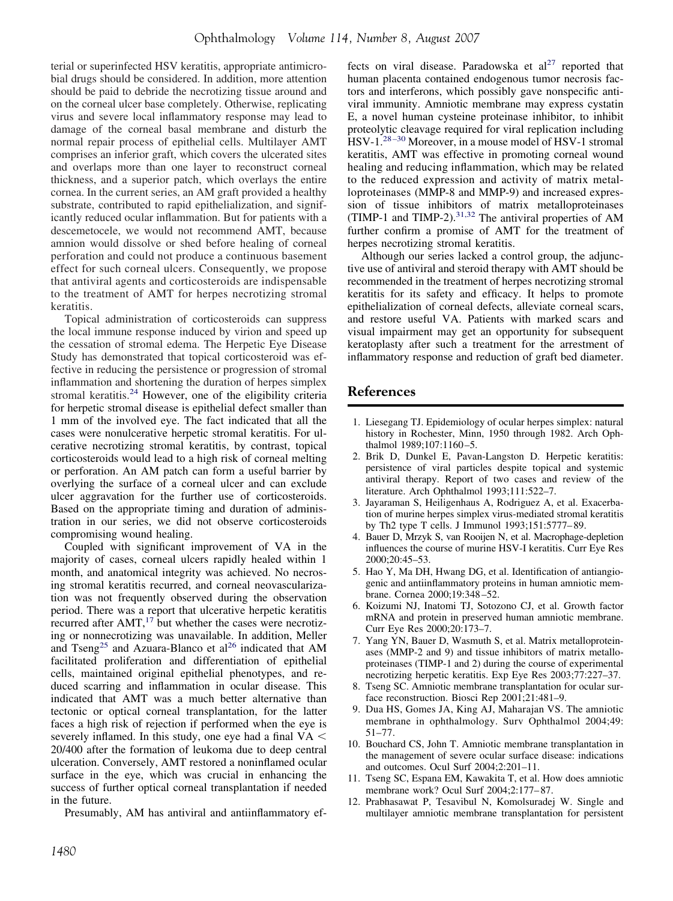terial or superinfected HSV keratitis, appropriate antimicrobial drugs should be considered. In addition, more attention should be paid to debride the necrotizing tissue around and on the corneal ulcer base completely. Otherwise, replicating virus and severe local inflammatory response may lead to damage of the corneal basal membrane and disturb the normal repair process of epithelial cells. Multilayer AMT comprises an inferior graft, which covers the ulcerated sites and overlaps more than one layer to reconstruct corneal thickness, and a superior patch, which overlays the entire cornea. In the current series, an AM graft provided a healthy substrate, contributed to rapid epithelialization, and significantly reduced ocular inflammation. But for patients with a descemetocele, we would not recommend AMT, because amnion would dissolve or shed before healing of corneal perforation and could not produce a continuous basement effect for such corneal ulcers. Consequently, we propose that antiviral agents and corticosteroids are indispensable to the treatment of AMT for herpes necrotizing stromal keratitis.

Topical administration of corticosteroids can suppress the local immune response induced by virion and speed up the cessation of stromal edema. The Herpetic Eye Disease Study has demonstrated that topical corticosteroid was effective in reducing the persistence or progression of stromal inflammation and shortening the duration of herpes simplex stromal keratitis.[24] However, one of the eligibility criteria for herpetic stromal disease is epithelial defect smaller than 1 mm of the involved eye. The fact indicated that all the cases were nonulcerative herpetic stromal keratitis. For ulcerative necrotizing stromal keratitis, by contrast, topical corticosteroids would lead to a high risk of corneal melting or perforation. An AM patch can form a useful barrier by overlying the surface of a corneal ulcer and can exclude ulcer aggravation for the further use of corticosteroids. Based on the appropriate timing and duration of administration in our series, we did not observe corticosteroids compromising wound healing.

Coupled with significant improvement of VA in the majority of cases, corneal ulcers rapidly healed within 1 month, and anatomical integrity was achieved. No necrosing stromal keratitis recurred, and corneal neovascularization was not frequently observed during the observation period. There was a report that ulcerative herpetic keratitis recurred after AMT,[17] but whether the cases were necrotizing or nonnecrotizing was unavailable. In addition, Meller and Tseng[25] and Azuara-Blanco et al[26] indicated that AM facilitated proliferation and differentiation of epithelial cells, maintained original epithelial phenotypes, and reduced scarring and inflammation in ocular disease. This indicated that AMT was a much better alternative than tectonic or optical corneal transplantation, for the latter faces a high risk of rejection if performed when the eye is severely inflamed. In this study, one eye had a final VA $<$ 20/400 after the formation of leukoma due to deep central ulceration. Conversely, AMT restored a noninflamed ocular surface in the eye, which was crucial in enhancing the success of further optical corneal transplantation if needed in the future.

Presumably, AM has antiviral and antiinflammatory effects on viral disease. Paradowska et al[27] reported that human placenta contained endogenous tumor necrosis factors and interferons, which possibly gave nonspecific antiviral immunity. Amniotic membrane may express cystatin E, a novel human cysteine proteinase inhibitor, to inhibit proteolytic cleavage required for viral replication including HSV-1.[28–30] Moreover, in a mouse model of HSV-1 stromal keratitis, AMT was effective in promoting corneal wound healing and reducing inflammation, which may be related to the reduced expression and activity of matrix metalloproteinases (MMP-8 and MMP-9) and increased expression of tissue inhibitors of matrix metalloproteinases (TIMP-1 and TIMP-2).[31,32] The antiviral properties of AM further confirm a promise of AMT for the treatment of herpes necrotizing stromal keratitis.

Although our series lacked a control group, the adjunctive use of antiviral and steroid therapy with AMT should be recommended in the treatment of herpes necrotizing stromal keratitis for its safety and efficacy. It helps to promote epithelialization of corneal defects, alleviate corneal scars, and restore useful VA. Patients with marked scars and visual impairment may get an opportunity for subsequent keratoplasty after such a treatment for the arrestment of inflammatory response and reduction of graft bed diameter.

## References

1. Liesegang TJ. Epidemiology of ocular herpes simplex: natural history in Rochester, Minn, 1950 through 1982. Arch Ophthalmol 1989;107:1160–5.
2. Brik D, Dunkel E, Pavan-Langston D. Herpetic keratitis: persistence of viral particles despite topical and systemic antiviral therapy. Report of two cases and review of the literature. Arch Ophthalmol 1993;111:522–7.
3. Jayaraman S, Heiligenhaus A, Rodriguez A, et al. Exacerbation of murine herpes simplex virus-mediated stromal keratitis by Th2 type T cells. J Immunol 1993;151:5777–89.
4. Bauer D, Mrzyk S, van Rooijen N, et al. Macrophage-depletion influences the course of murine HSV-I keratitis. Curr Eye Res 2000;20:45–53.
5. Hao Y, Ma DH, Hwang DG, et al. Identification of antiangiogenic and antiinflammatory proteins in human amniotic membrane. Cornea 2000;19:348–52.
6. Koizumi NJ, Inatomi TJ, Sotozono CJ, et al. Growth factor mRNA and protein in preserved human amniotic membrane. Curr Eye Res 2000;20:173–7.
7. Yang YN, Bauer D, Wasmuth S, et al. Matrix metalloproteinases (MMP-2 and 9) and tissue inhibitors of matrix metalloproteinases (TIMP-1 and 2) during the course of experimental necrotizing herpetic keratitis. Exp Eye Res 2003;77:227–37.
8. Tseng SC. Amniotic membrane transplantation for ocular surface reconstruction. Biosci Rep 2001;21:481–9.
9. Dua HS, Gomes JA, King AJ, Maharajan VS. The amniotic membrane in ophthalmology. Surv Ophthalmol 2004;49:51–77.
10. Bouchard CS, John T. Amniotic membrane transplantation in the management of severe ocular surface disease: indications and outcomes. Ocul Surf 2004;2:201–11.
11. Tseng SC, Espana EM, Kawakita T, et al. How does amniotic membrane work? Ocul Surf 2004;2:177–87.
12. Prabhasawat P, Tesavibul N, Komolsuradej W. Single and multilayer amniotic membrane transplantation for persistent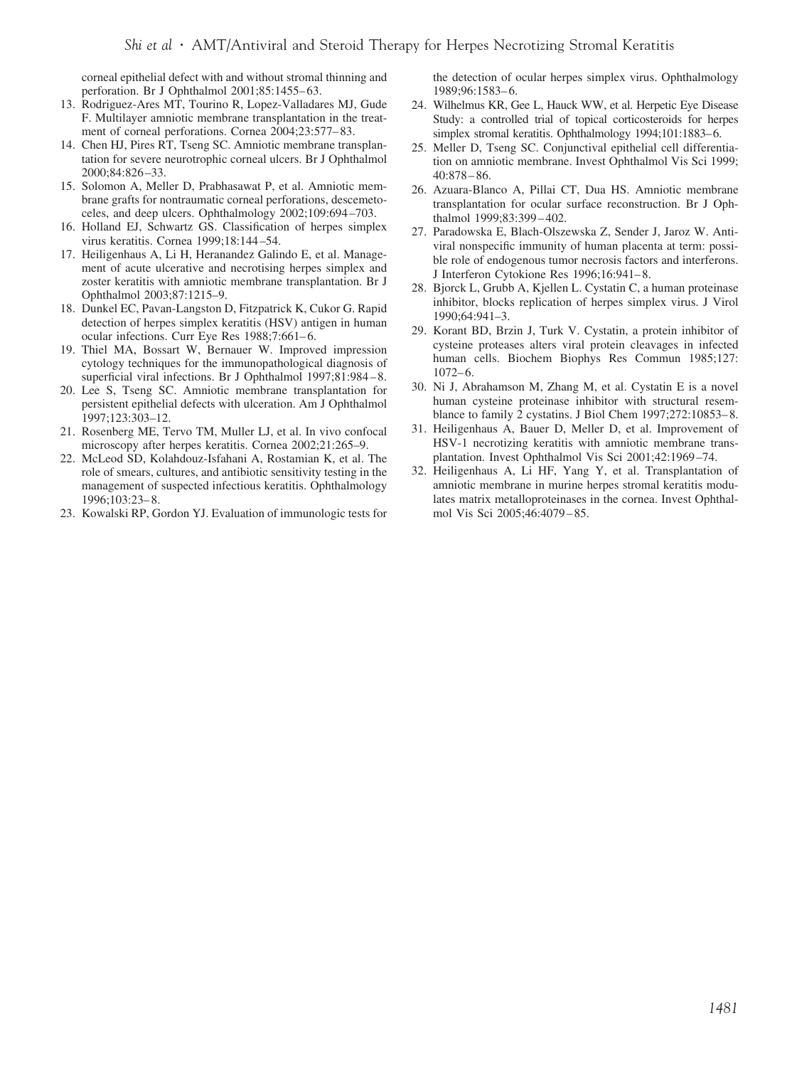corneal epithelial defect with and without stromal thinning and perforation. Br J Ophthalmol 2001;85:1455–63.

13. Rodriguez-Ares MT, Tourino R, Lopez-Valladares MJ, Gude F. Multilayer amniotic membrane transplantation in the treatment of corneal perforations. Cornea 2004;23:577–83.
14. Chen HJ, Pires RT, Tseng SC. Amniotic membrane transplantation for severe neurotrophic corneal ulcers. Br J Ophthalmol 2000;84:826–33.
15. Solomon A, Meller D, Prabhasawat P, et al. Amniotic membrane grafts for nontraumatic corneal perforations, descemetoceles, and deep ulcers. Ophthalmology 2002;109:694–703.
16. Holland EJ, Schwartz GS. Classification of herpes simplex virus keratitis. Cornea 1999;18:144–54.
17. Heiligenhaus A, Li H, Heranandez Galindo E, et al. Management of acute ulcerative and necrotising herpes simplex and zoster keratitis with amniotic membrane transplantation. Br J Ophthalmol 2003;87:1215–9.
18. Dunkel EC, Pavan-Langston D, Fitzpatrick K, Cukor G. Rapid detection of herpes simplex keratitis (HSV) antigen in human ocular infections. Curr Eye Res 1988;7:661–6.
19. Thiel MA, Bossart W, Bernauer W. Improved impression cytology techniques for the immunopathological diagnosis of superficial viral infections. Br J Ophthalmol 1997;81:984–8.
20. Lee S, Tseng SC. Amniotic membrane transplantation for persistent epithelial defects with ulceration. Am J Ophthalmol 1997;123:303–12.
21. Rosenberg ME, Tervo TM, Muller LJ, et al. In vivo confocal microscopy after herpes keratitis. Cornea 2002;21:265–9.
22. McLeod SD, Kolahdouz-Isfahani A, Rostamian K, et al. The role of smears, cultures, and antibiotic sensitivity testing in the management of suspected infectious keratitis. Ophthalmology 1996;103:23–8.
23. Kowalski RP, Gordon YJ. Evaluation of immunologic tests for the detection of ocular herpes simplex virus. Ophthalmology 1989;96:1583–6.
24. Wilhelmus KR, Gee L, Hauck WW, et al. Herpetic Eye Disease Study: a controlled trial of topical corticosteroids for herpes simplex stromal keratitis. Ophthalmology 1994;101:1883–6.
25. Meller D, Tseng SC. Conjunctival epithelial cell differentiation on amniotic membrane. Invest Ophthalmol Vis Sci 1999; 40:878–86.
26. Azuara-Blanco A, Pillai CT, Dua HS. Amniotic membrane transplantation for ocular surface reconstruction. Br J Ophthalmol 1999;83:399–402.
27. Paradowska E, Blach-Olszewska Z, Sender J, Jaroz W. Antiviral nonspecific immunity of human placenta at term: possible role of endogenous tumor necrosis factors and interferons. J Interferon Cytokione Res 1996;16:941–8.
28. Bjorck L, Grubb A, Kjellen L. Cystatin C, a human proteinase inhibitor, blocks replication of herpes simplex virus. J Virol 1990;64:941–3.
29. Korant BD, Brzin J, Turk V. Cystatin, a protein inhibitor of cysteine proteases alters viral protein cleavages in infected human cells. Biochem Biophys Res Commun 1985;127: 1072–6.
30. Ni J, Abrahamson M, Zhang M, et al. Cystatin E is a novel human cysteine proteinase inhibitor with structural resemblance to family 2 cystatins. J Biol Chem 1997;272:10853–8.
31. Heiligenhaus A, Bauer D, Meller D, et al. Improvement of HSV-1 necrotizing keratitis with amniotic membrane transplantation. Invest Ophthalmol Vis Sci 2001;42:1969–74.
32. Heiligenhaus A, Li HF, Yang Y, et al. Transplantation of amniotic membrane in murine herpes stromal keratitis modulates matrix metalloproteinases in the cornea. Invest Ophthalmol Vis Sci 2005;46:4079–85.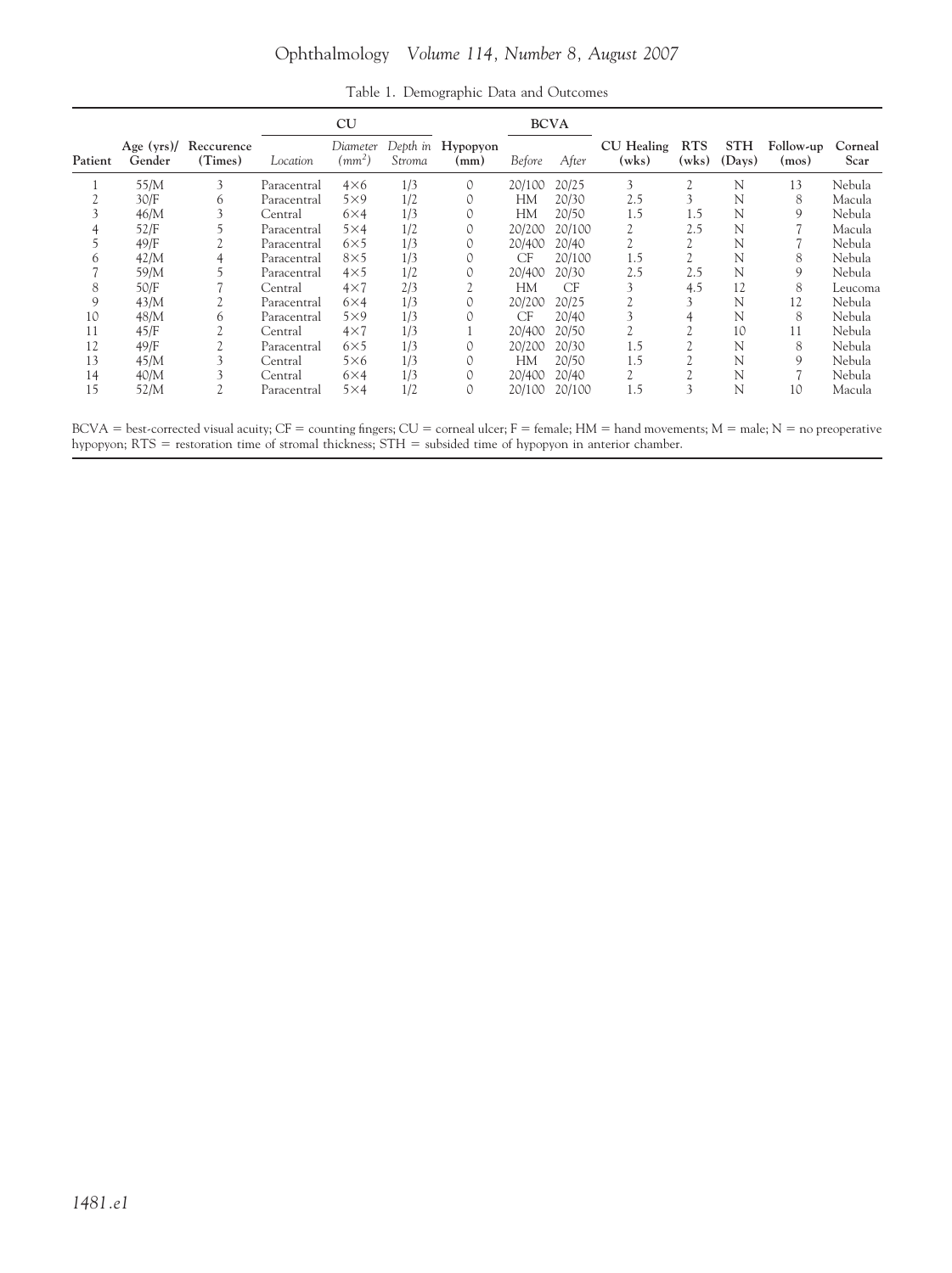Table 1. Demographic Data and Outcomes

| Patient | Age (yrs)/ Gender | Reccurence (Times) | CU | | | Hypopyon (mm) | BCVA | | CU Healing (wks) | RTS (wks) | STH (Days) | Follow-up (mos) | Corneal Scar |
|---|---|---|---|---|---|---|---|---|---|---|---|---|---|
| | | | *Location* | *Diameter* ($mm^2$) | *Depth in Stroma* | | *Before* | *After* | | | | | |
| 1 | 55/M | 3 | Paracentral | 4×6 | 1/3 | 0 | 20/100 | 20/25 | 3 | 2 | N | 13 | Nebula |
| 2 | 30/F | 6 | Paracentral | 5×9 | 1/2 | 0 | HM | 20/30 | 2.5 | 3 | N | 8 | Macula |
| 3 | 46/M | 3 | Central | 6×4 | 1/3 | 0 | HM | 20/50 | 1.5 | 1.5 | N | 9 | Nebula |
| 4 | 52/F | 5 | Paracentral | 5×4 | 1/2 | 0 | 20/200 | 20/100 | 2 | 2.5 | N | 7 | Macula |
| 5 | 49/F | 2 | Paracentral | 6×5 | 1/3 | 0 | 20/400 | 20/40 | 2 | 2 | N | 7 | Nebula |
| 6 | 42/M | 4 | Paracentral | 8×5 | 1/3 | 0 | CF | 20/100 | 1.5 | 2 | N | 8 | Nebula |
| 7 | 59/M | 5 | Paracentral | 4×5 | 1/2 | 0 | 20/400 | 20/30 | 2.5 | 2.5 | N | 9 | Nebula |
| 8 | 50/F | 7 | Central | 4×7 | 2/3 | 2 | HM | CF | 3 | 4.5 | 12 | 8 | Leucoma |
| 9 | 43/M | 2 | Paracentral | 6×4 | 1/3 | 0 | 20/200 | 20/25 | 2 | 3 | N | 12 | Nebula |
| 10 | 48/M | 6 | Paracentral | 5×9 | 1/3 | 0 | CF | 20/40 | 3 | 4 | N | 8 | Nebula |
| 11 | 45/F | 2 | Central | 4×7 | 1/3 | 1 | 20/400 | 20/50 | 2 | 2 | 10 | 11 | Nebula |
| 12 | 49/F | 2 | Paracentral | 6×5 | 1/3 | 0 | 20/200 | 20/30 | 1.5 | 2 | N | 8 | Nebula |
| 13 | 45/M | 3 | Central | 5×6 | 1/3 | 0 | HM | 20/50 | 1.5 | 2 | N | 9 | Nebula |
| 14 | 40/M | 3 | Central | 6×4 | 1/3 | 0 | 20/400 | 20/40 | 2 | 2 | N | 7 | Nebula |
| 15 | 52/M | 2 | Paracentral | 5×4 | 1/2 | 0 | 20/100 | 20/100 | 1.5 | 3 | N | 10 | Macula |

BCVA = best-corrected visual acuity; CF = counting fingers; CU = corneal ulcer; F = female; HM = hand movements; M = male; N = no preoperative hypopyon; RTS = restoration time of stromal thickness; STH = subsided time of hypopyon in anterior chamber.